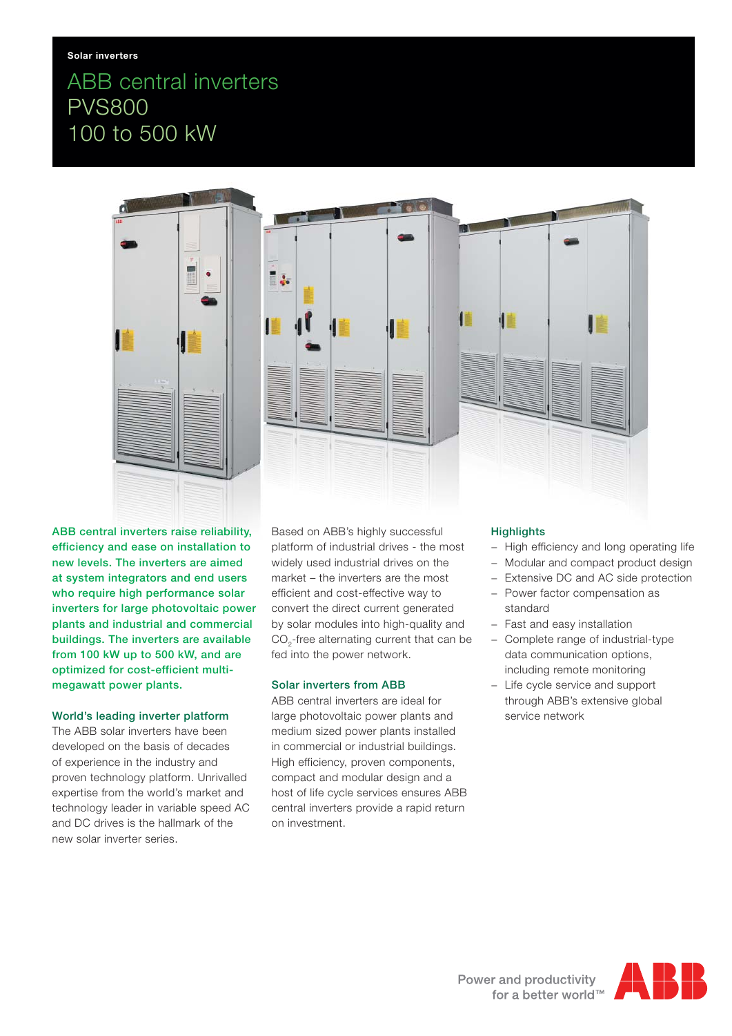Solar inverters

# ABB central inverters PVS800 100 to 500 kW

**ABB central inverters raise reliability, efficiency and ease on installation to new levels. The inverters are aimed at system integrators and end users who require high performance solar inverters for large photovoltaic power plants and industrial and commercial buildings. The inverters are available from 100 kW up to 500 kW, and are optimized for cost-efficient multi-megawatt power plants.**

## World's leading inverter platform

The ABB solar inverters have been developed on the basis of decades of experience in the industry and proven technology platform. Unrivalled expertise from the world's market and technology leader in variable speed AC and DC drives is the hallmark of the new solar inverter series.

Based on ABB's highly successful platform of industrial drives - the most widely used industrial drives on the market – the inverters are the most efficient and cost-effective way to convert the direct current generated by solar modules into high-quality and $CO_2$-free alternating current that can be fed into the power network.

## Solar inverters from ABB

ABB central inverters are ideal for large photovoltaic power plants and medium sized power plants installed in commercial or industrial buildings. High efficiency, proven components, compact and modular design and a host of life cycle services ensures ABB central inverters provide a rapid return on investment.

## Highlights

- High efficiency and long operating life
- Modular and compact product design
- Extensive DC and AC side protection
- Power factor compensation as standard
- Fast and easy installation
- Complete range of industrial-type data communication options, including remote monitoring
- Life cycle service and support through ABB's extensive global service network

Power and productivity for a better world™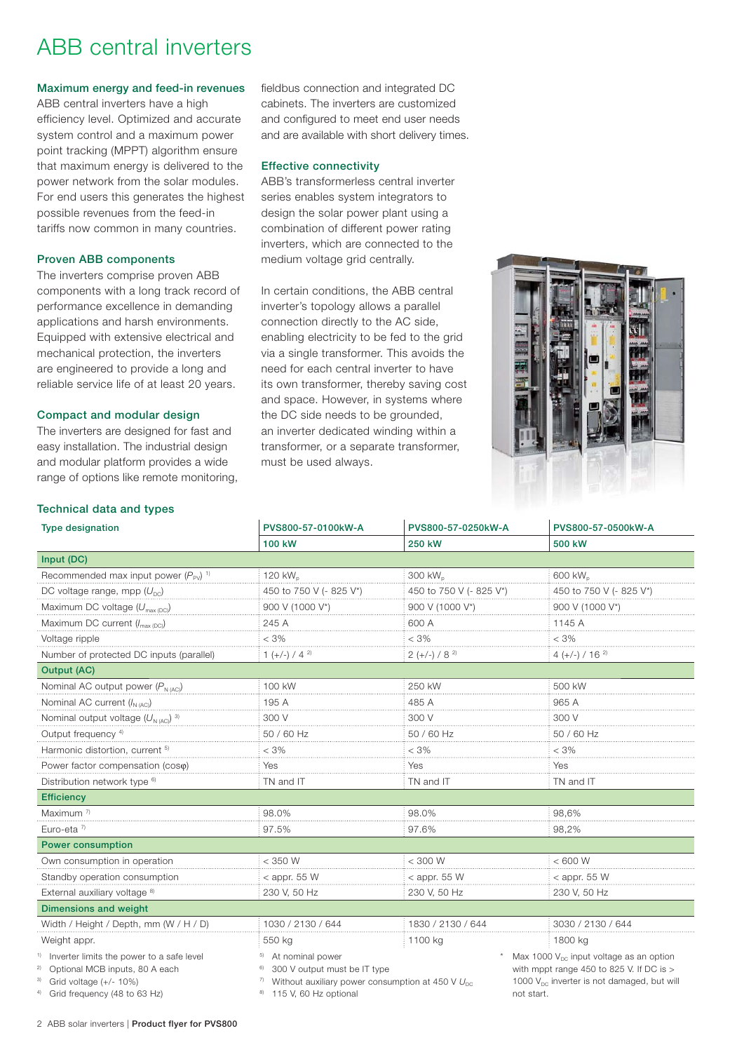# ABB central inverters

### Maximum energy and feed-in revenues

ABB central inverters have a high efficiency level. Optimized and accurate system control and a maximum power point tracking (MPPT) algorithm ensure that maximum energy is delivered to the power network from the solar modules. For end users this generates the highest possible revenues from the feed-in tariffs now common in many countries.

### Proven ABB components

The inverters comprise proven ABB components with a long track record of performance excellence in demanding applications and harsh environments. Equipped with extensive electrical and mechanical protection, the inverters are engineered to provide a long and reliable service life of at least 20 years.

### Compact and modular design

The inverters are designed for fast and easy installation. The industrial design and modular platform provides a wide range of options like remote monitoring, fieldbus connection and integrated DC cabinets. The inverters are customized and configured to meet end user needs and are available with short delivery times.

### Effective connectivity

ABB's transformerless central inverter series enables system integrators to design the solar power plant using a combination of different power rating inverters, which are connected to the medium voltage grid centrally.

In certain conditions, the ABB central inverter's topology allows a parallel connection directly to the AC side, enabling electricity to be fed to the grid via a single transformer. This avoids the need for each central inverter to have its own transformer, thereby saving cost and space. However, in systems where the DC side needs to be grounded, an inverter dedicated winding within a transformer, or a separate transformer, must be used always.

### Technical data and types

| Type designation | PVS800-57-0100kW-A | PVS800-57-0250kW-A | PVS800-57-0500kW-A |
|---|---|---|---|
| | **100 kW** | **250 kW** | **500 kW** |
| **Input (DC)** | | | |
| Recommended max input power ($P_{PV}$) [1] | 120 kW$_p$ | 300 kW$_p$ | 600 kW$_p$ |
| DC voltage range, mpp ($U_{DC}$) | 450 to 750 V (- 825 V*) | 450 to 750 V (- 825 V*) | 450 to 750 V (- 825 V*) |
| Maximum DC voltage ($U_{max\,(DC)}$) | 900 V (1000 V*) | 900 V (1000 V*) | 900 V (1000 V*) |
| Maximum DC current ($I_{max\,(DC)}$) | 245 A | 600 A | 1145 A |
| Voltage ripple | < 3% | < 3% | < 3% |
| Number of protected DC inputs (parallel) | 1 (+/-) / 4 [2] | 2 (+/-) / 8 [2] | 4 (+/-) / 16 [2] |
| **Output (AC)** | | | |
| Nominal AC output power ($P_{N\,(AC)}$) | 100 kW | 250 kW | 500 kW |
| Nominal AC current ($I_{N\,(AC)}$) | 195 A | 485 A | 965 A |
| Nominal output voltage ($U_{N\,(AC)}$) [3] | 300 V | 300 V | 300 V |
| Output frequency [4] | 50 / 60 Hz | 50 / 60 Hz | 50 / 60 Hz |
| Harmonic distortion, current [5] | < 3% | < 3% | < 3% |
| Power factor compensation (cosφ) | Yes | Yes | Yes |
| Distribution network type [6] | TN and IT | TN and IT | TN and IT |
| **Efficiency** | | | |
| Maximum [7] | 98.0% | 98.0% | 98,6% |
| Euro-eta [7] | 97.5% | 97.6% | 98,2% |
| **Power consumption** | | | |
| Own consumption in operation | < 350 W | < 300 W | < 600 W |
| Standby operation consumption | < appr. 55 W | < appr. 55 W | < appr. 55 W |
| External auxiliary voltage [8] | 230 V, 50 Hz | 230 V, 50 Hz | 230 V, 50 Hz |
| **Dimensions and weight** | | | |
| Width / Height / Depth, mm (W / H / D) | 1030 / 2130 / 644 | 1830 / 2130 / 644 | 3030 / 2130 / 644 |
| Weight appr. | 550 kg | 1100 kg | 1800 kg |

[1] Inverter limits the power to a safe level
[2] Optional MCB inputs, 80 A each
[3] Grid voltage (+/- 10%)
[4] Grid frequency (48 to 63 Hz)
[5] At nominal power
[6] 300 V output must be IT type
[7] Without auxiliary power consumption at 450 V $U_{DC}$
[8] 115 V, 60 Hz optional

\* Max 1000 $V_{DC}$ input voltage as an option with mppt range 450 to 825 V. If DC is > 1000 $V_{DC}$ inverter is not damaged, but will not start.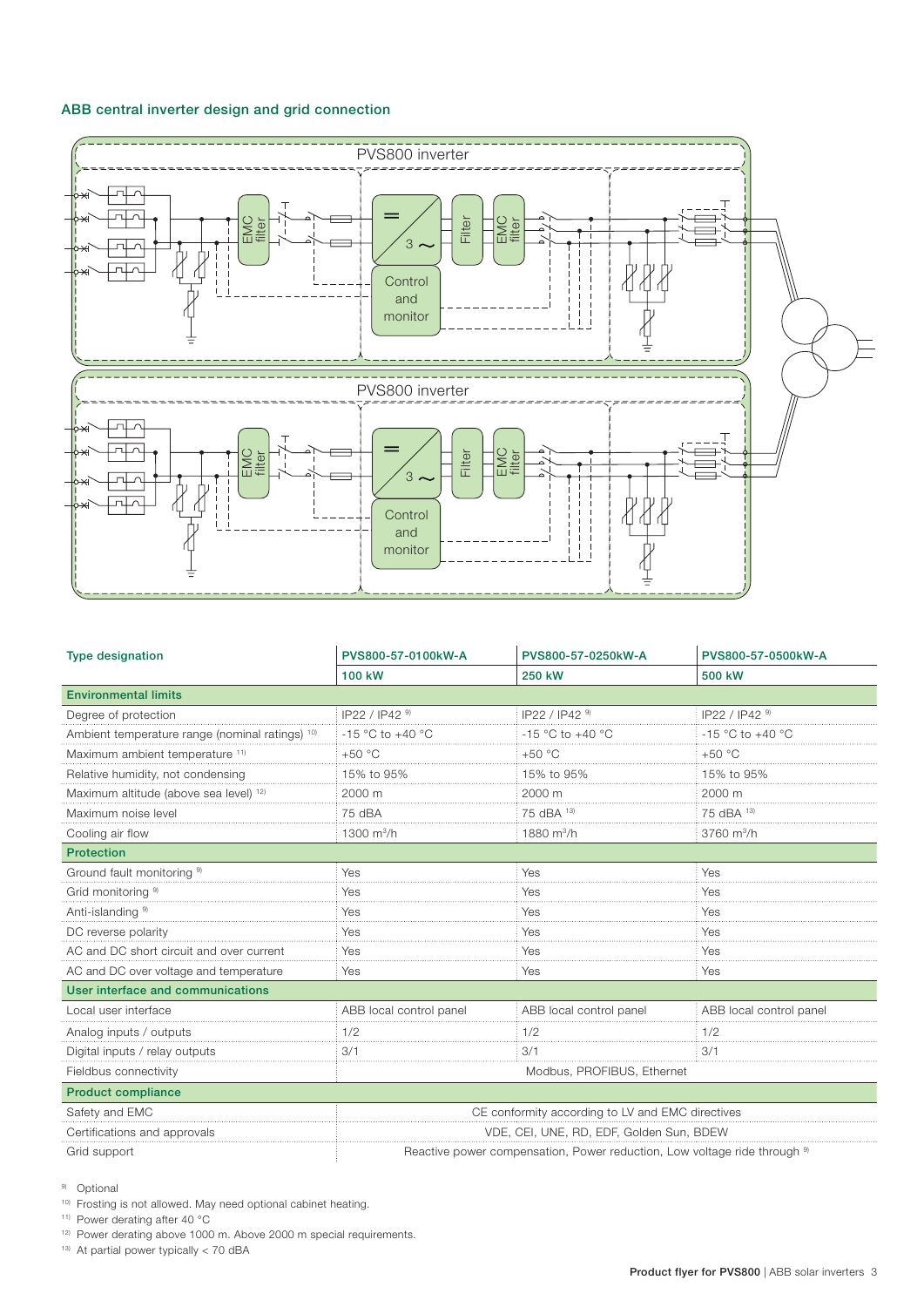### ABB central inverter design and grid connection

| Type designation | PVS800-57-0100kW-A | PVS800-57-0250kW-A | PVS800-57-0500kW-A |
|---|---|---|---|
| | **100 kW** | **250 kW** | **500 kW** |
| **Environmental limits** | | | |
| Degree of protection | IP22 / IP42 [9] | IP22 / IP42 [9] | IP22 / IP42 [9] |
| Ambient temperature range (nominal ratings) [10] | -15 °C to +40 °C | -15 °C to +40 °C | -15 °C to +40 °C |
| Maximum ambient temperature [11] | +50 °C | +50 °C | +50 °C |
| Relative humidity, not condensing | 15% to 95% | 15% to 95% | 15% to 95% |
| Maximum altitude (above sea level) [12] | 2000 m | 2000 m | 2000 m |
| Maximum noise level | 75 dBA | 75 dBA [13] | 75 dBA [13] |
| Cooling air flow | 1300 $m^3$/h | 1880 $m^3$/h | 3760 $m^3$/h |
| **Protection** | | | |
| Ground fault monitoring [9] | Yes | Yes | Yes |
| Grid monitoring [9] | Yes | Yes | Yes |
| Anti-islanding [9] | Yes | Yes | Yes |
| DC reverse polarity | Yes | Yes | Yes |
| AC and DC short circuit and over current | Yes | Yes | Yes |
| AC and DC over voltage and temperature | Yes | Yes | Yes |
| **User interface and communications** | | | |
| Local user interface | ABB local control panel | ABB local control panel | ABB local control panel |
| Analog inputs / outputs | 1/2 | 1/2 | 1/2 |
| Digital inputs / relay outputs | 3/1 | 3/1 | 3/1 |
| Fieldbus connectivity | Modbus, PROFIBUS, Ethernet | | |
| **Product compliance** | | | |
| Safety and EMC | CE conformity according to LV and EMC directives | | |
| Certifications and approvals | VDE, CEI, UNE, RD, EDF, Golden Sun, BDEW | | |
| Grid support | Reactive power compensation, Power reduction, Low voltage ride through [9] | | |

[9] Optional
[10] Frosting is not allowed. May need optional cabinet heating.
[11] Power derating after 40 °C
[12] Power derating above 1000 m. Above 2000 m special requirements.
[13] At partial power typically < 70 dBA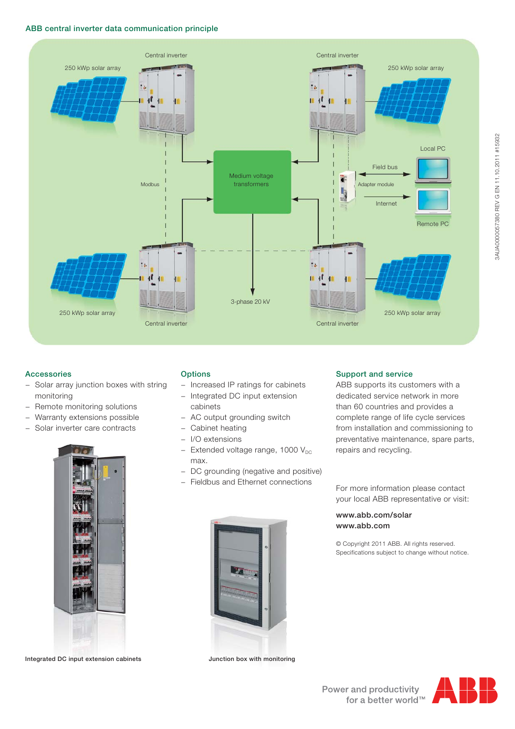## ABB central inverter data communication principle

Central inverter
250 kWp solar array
Central inverter
250 kWp solar array
Local PC
Field bus
Medium voltage transformers
Modbus
Adapter module
Internet
Remote PC
3-phase 20 kV
250 kWp solar array
Central inverter
Central inverter
250 kWp solar array

### Accessories

- Solar array junction boxes with string monitoring
- Remote monitoring solutions
- Warranty extensions possible
- Solar inverter care contracts

Integrated DC input extension cabinets

### Options

- Increased IP ratings for cabinets
- Integrated DC input extension cabinets
- AC output grounding switch
- Cabinet heating
- I/O extensions
- Extended voltage range, 1000 $V_{DC}$ max.
- DC grounding (negative and positive)
- Fieldbus and Ethernet connections

Junction box with monitoring

### Support and service

ABB supports its customers with a dedicated service network in more than 60 countries and provides a complete range of life cycle services from installation and commissioning to preventative maintenance, spare parts, repairs and recycling.

For more information please contact your local ABB representative or visit:

**www.abb.com/solar**
**www.abb.com**

© Copyright 2011 ABB. All rights reserved. Specifications subject to change without notice.

3AUA0000057380 REV G EN 11.10.2011 #15932

Power and productivity for a better world™